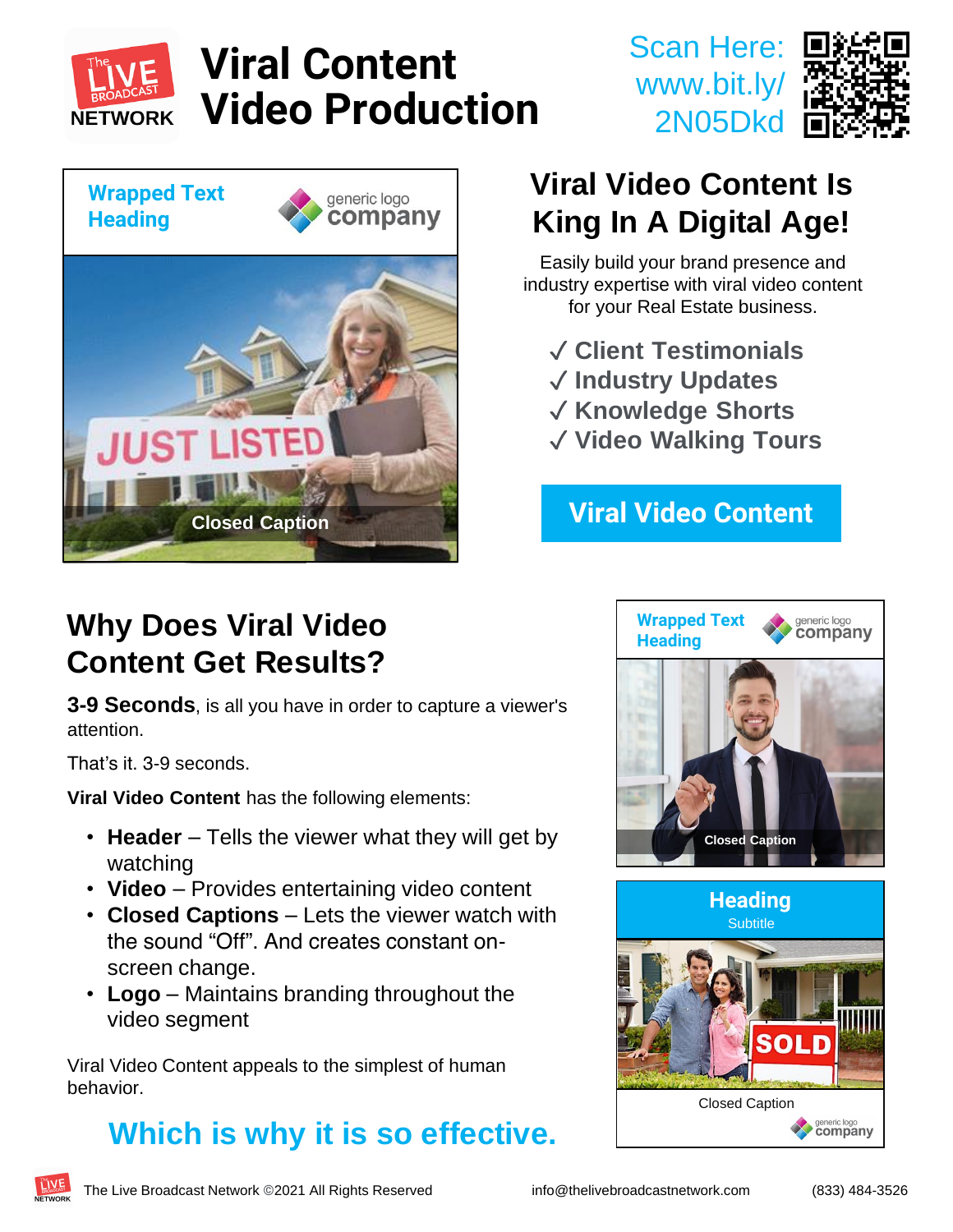# Viral Content Video Production

Scan Here: www.bit.ly/2N05Dkd

## Viral Video Content Is King In A Digital Age!

Easily build your brand presence and industry expertise with viral video content for your Real Estate business.

- ✓ Client Testimonials
- ✓ Industry Updates
- ✓ Knowledge Shorts
- ✓ Video Walking Tours

**Viral Video Content**

## Why Does Viral Video Content Get Results?

**3-9 Seconds**, is all you have in order to capture a viewer's attention.

That's it. 3-9 seconds.

**Viral Video Content** has the following elements:

- **Header** – Tells the viewer what they will get by watching
- **Video** – Provides entertaining video content
- **Closed Captions** – Lets the viewer watch with the sound "Off". And creates constant on-screen change.
- **Logo** – Maintains branding throughout the video segment

Viral Video Content appeals to the simplest of human behavior.

### Which is why it is so effective.

The Live Broadcast Network ©2021 All Rights Reserved info@thelivebroadcastnetwork.com (833) 484-3526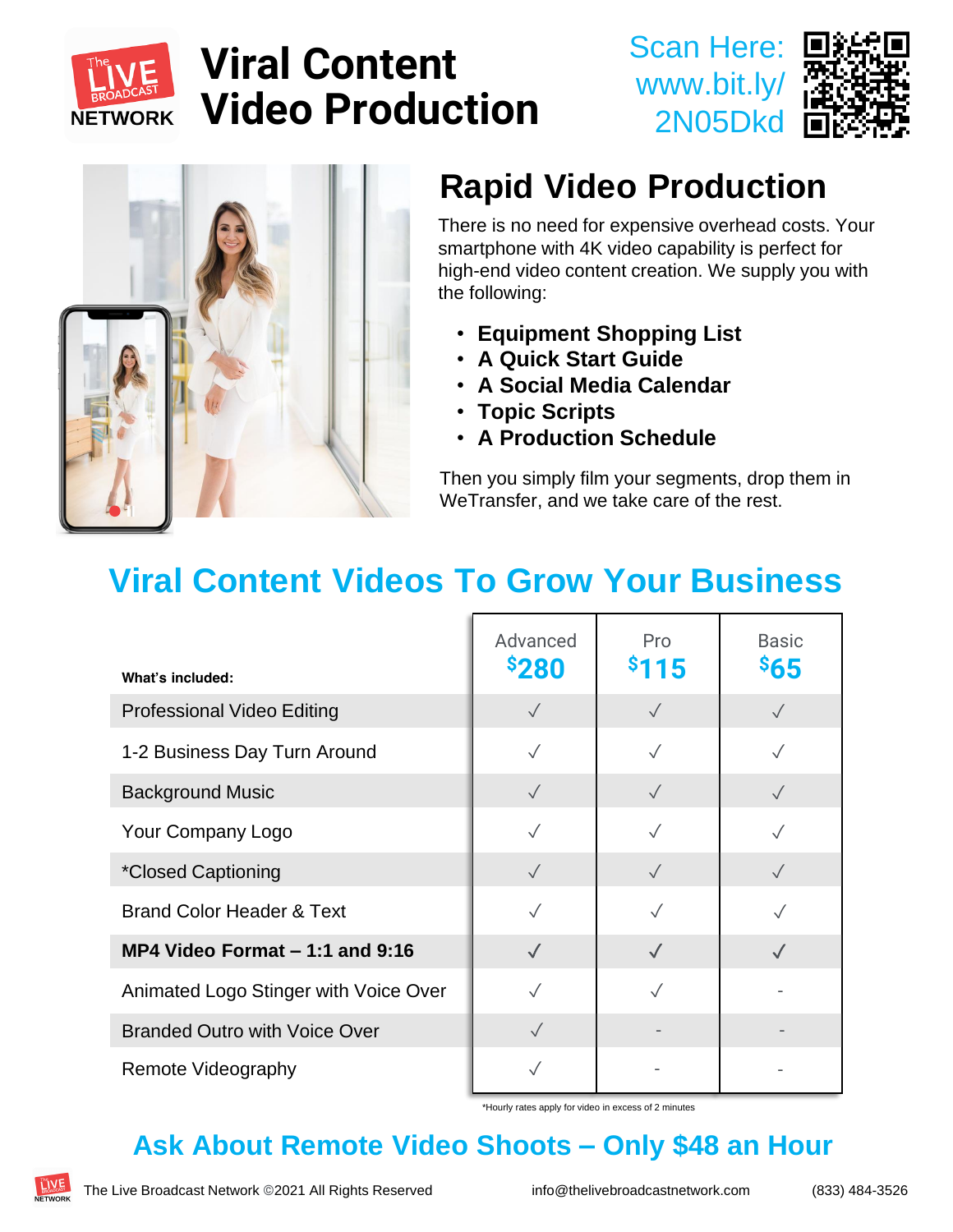# Viral Content Video Production

Scan Here: www.bit.ly/2N05Dkd

## Rapid Video Production

There is no need for expensive overhead costs. Your smartphone with 4K video capability is perfect for high-end video content creation. We supply you with the following:

- **Equipment Shopping List**
- **A Quick Start Guide**
- **A Social Media Calendar**
- **Topic Scripts**
- **A Production Schedule**

Then you simply film your segments, drop them in WeTransfer, and we take care of the rest.

## Viral Content Videos To Grow Your Business

| What's included: | Advanced $280 | Pro $115 | Basic $65 |
| --- | --- | --- | --- |
| Professional Video Editing | ✓ | ✓ | ✓ |
| 1-2 Business Day Turn Around | ✓ | ✓ | ✓ |
| Background Music | ✓ | ✓ | ✓ |
| Your Company Logo | ✓ | ✓ | ✓ |
| *Closed Captioning | ✓ | ✓ | ✓ |
| Brand Color Header & Text | ✓ | ✓ | ✓ |
| **MP4 Video Format – 1:1 and 9:16** | ✓ | ✓ | ✓ |
| Animated Logo Stinger with Voice Over | ✓ | ✓ | - |
| Branded Outro with Voice Over | ✓ | - | - |
| Remote Videography | ✓ | - | - |

*Hourly rates apply for video in excess of 2 minutes

## Ask About Remote Video Shoots – Only $48 an Hour

The Live Broadcast Network ©2021 All Rights Reserved info@thelivebroadcastnetwork.com (833) 484-3526